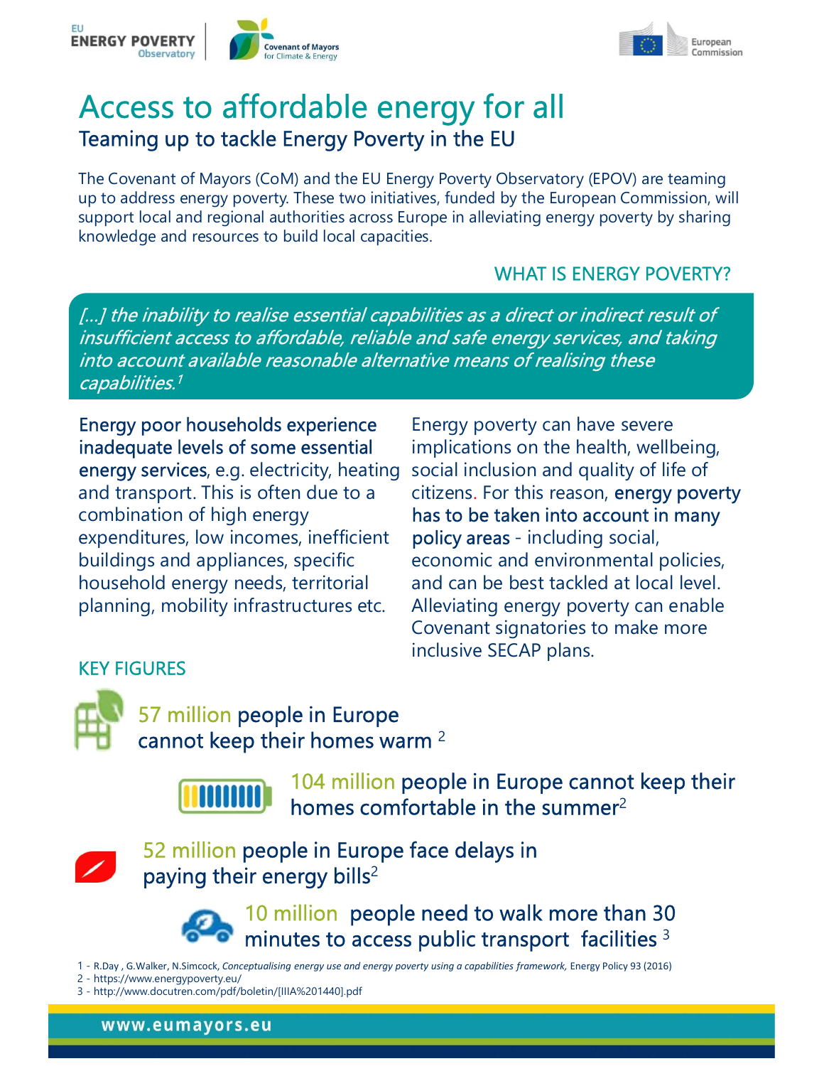# Access to affordable energy for all

## Teaming up to tackle Energy Poverty in the EU

The Covenant of Mayors (CoM) and the EU Energy Poverty Observatory (EPOV) are teaming up to address energy poverty. These two initiatives, funded by the European Commission, will support local and regional authorities across Europe in alleviating energy poverty by sharing knowledge and resources to build local capacities.

### WHAT IS ENERGY POVERTY?

*[...] the inability to realise essential capabilities as a direct or indirect result of insufficient access to affordable, reliable and safe energy services, and taking into account available reasonable alternative means of realising these capabilities.*[1]

**Energy poor households experience inadequate levels of some essential energy services**, e.g. electricity, heating and transport. This is often due to a combination of high energy expenditures, low incomes, inefficient buildings and appliances, specific household energy needs, territorial planning, mobility infrastructures etc.

Energy poverty can have severe implications on the health, wellbeing, social inclusion and quality of life of citizens. For this reason, **energy poverty has to be taken into account in many policy areas** - including social, economic and environmental policies, and can be best tackled at local level. Alleviating energy poverty can enable Covenant signatories to make more inclusive SECAP plans.

### KEY FIGURES

**57 million people in Europe cannot keep their homes warm**[2]

**104 million people in Europe cannot keep their homes comfortable in the summer**[2]

**52 million people in Europe face delays in paying their energy bills**[2]

**10 million people need to walk more than 30 minutes to access public transport facilities**[3]

1 - R.Day , G.Walker, N.Simcock, *Conceptualising energy use and energy poverty using a capabilities framework,* Energy Policy 93 (2016)
2 - https://www.energypoverty.eu/
3 - http://www.docutren.com/pdf/boletin/[IIIA%201440].pdf

www.eumayors.eu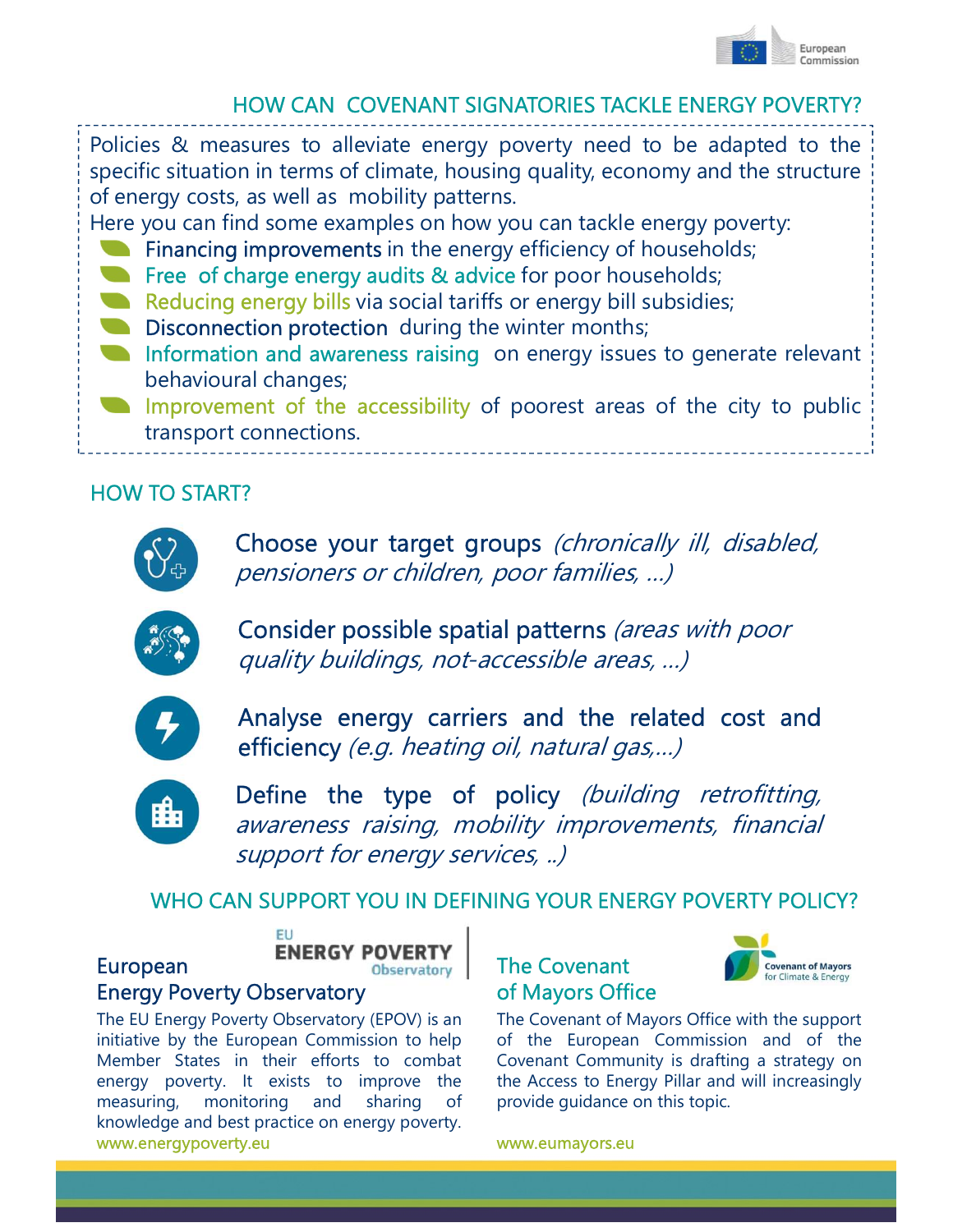## HOW CAN COVENANT SIGNATORIES TACKLE ENERGY POVERTY?

Policies & measures to alleviate energy poverty need to be adapted to the specific situation in terms of climate, housing quality, economy and the structure of energy costs, as well as mobility patterns.

Here you can find some examples on how you can tackle energy poverty:

- Financing improvements in the energy efficiency of households;
- Free of charge energy audits & advice for poor households;
- Reducing energy bills via social tariffs or energy bill subsidies;
- Disconnection protection during the winter months;
- Information and awareness raising on energy issues to generate relevant behavioural changes;
- Improvement of the accessibility of poorest areas of the city to public transport connections.

## HOW TO START?

Choose your target groups *(chronically ill, disabled, pensioners or children, poor families, ...)*

Consider possible spatial patterns *(areas with poor quality buildings, not-accessible areas, ...)*

Analyse energy carriers and the related cost and efficiency *(e.g. heating oil, natural gas,...)*

Define the type of policy *(building retrofitting, awareness raising, mobility improvements, financial support for energy services, ..)*

## WHO CAN SUPPORT YOU IN DEFINING YOUR ENERGY POVERTY POLICY?

### European Energy Poverty Observatory

The EU Energy Poverty Observatory (EPOV) is an initiative by the European Commission to help Member States in their efforts to combat energy poverty. It exists to improve the measuring, monitoring and sharing of knowledge and best practice on energy poverty.

www.energypoverty.eu

### The Covenant of Mayors Office

The Covenant of Mayors Office with the support of the European Commission and of the Covenant Community is drafting a strategy on the Access to Energy Pillar and will increasingly provide guidance on this topic.

www.eumayors.eu